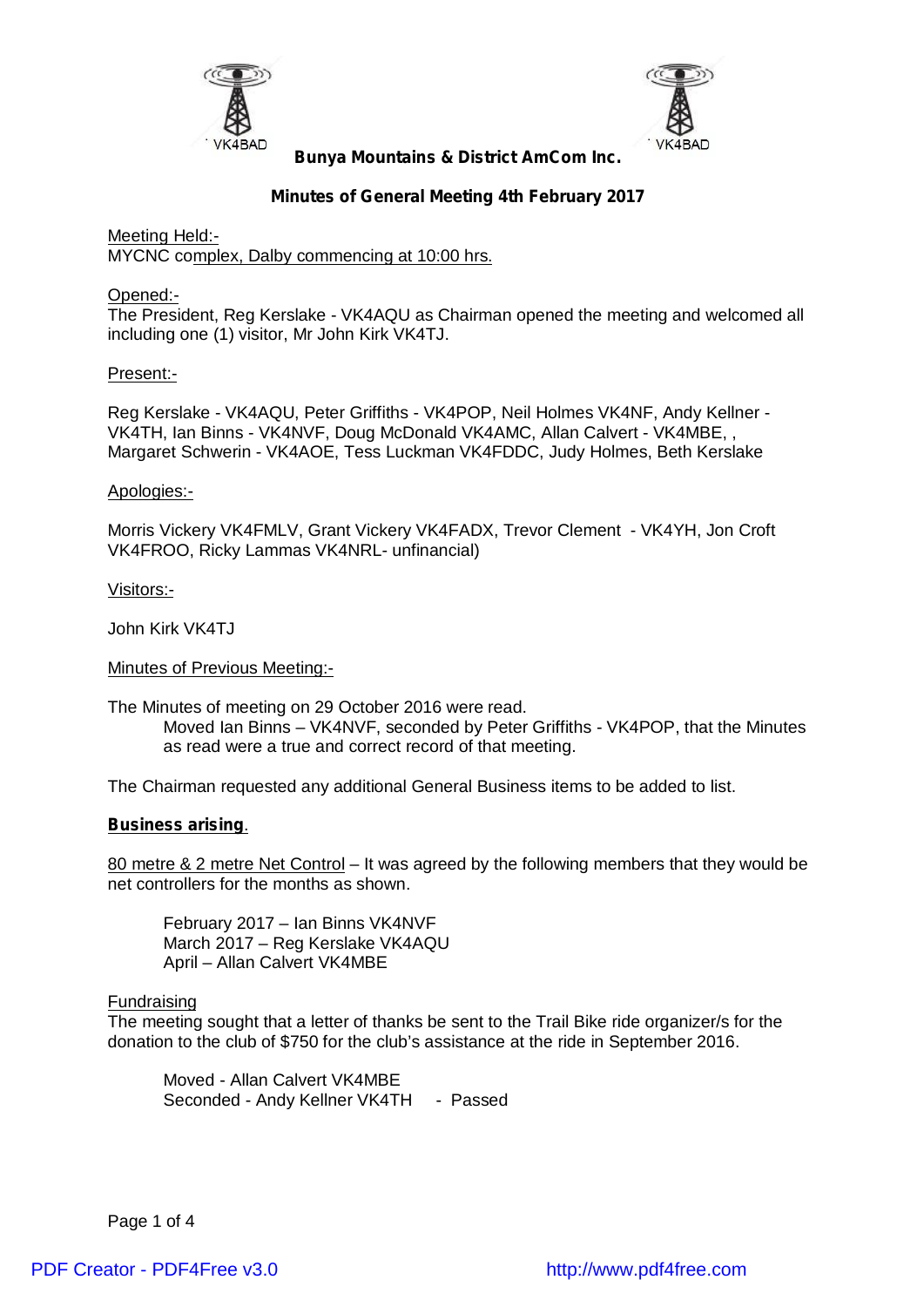**Bunya Mountains & District AmCom Inc.**

**Minutes of General Meeting 4th February 2017**

Meeting Held:-
MYCNC complex, Dalby commencing at 10:00 hrs.

Opened:-
The President, Reg Kerslake - VK4AQU as Chairman opened the meeting and welcomed all including one (1) visitor, Mr John Kirk VK4TJ.

Present:-

Reg Kerslake - VK4AQU, Peter Griffiths - VK4POP, Neil Holmes VK4NF, Andy Kellner - VK4TH, Ian Binns - VK4NVF, Doug McDonald VK4AMC, Allan Calvert - VK4MBE, , Margaret Schwerin - VK4AOE, Tess Luckman VK4FDDC, Judy Holmes, Beth Kerslake

Apologies:-

Morris Vickery VK4FMLV, Grant Vickery VK4FADX, Trevor Clement - VK4YH, Jon Croft VK4FROO, Ricky Lammas VK4NRL- unfinancial)

Visitors:-

John Kirk VK4TJ

Minutes of Previous Meeting:-

The Minutes of meeting on 29 October 2016 were read.

> Moved Ian Binns – VK4NVF, seconded by Peter Griffiths - VK4POP, that the Minutes as read were a true and correct record of that meeting.

The Chairman requested any additional General Business items to be added to list.

**Business arising.**

80 metre & 2 metre Net Control – It was agreed by the following members that they would be net controllers for the months as shown.

> February 2017 – Ian Binns VK4NVF
> March 2017 – Reg Kerslake VK4AQU
> April – Allan Calvert VK4MBE

Fundraising
The meeting sought that a letter of thanks be sent to the Trail Bike ride organizer/s for the donation to the club of $750 for the club's assistance at the ride in September 2016.

> Moved - Allan Calvert VK4MBE
> Seconded - Andy Kellner VK4TH - Passed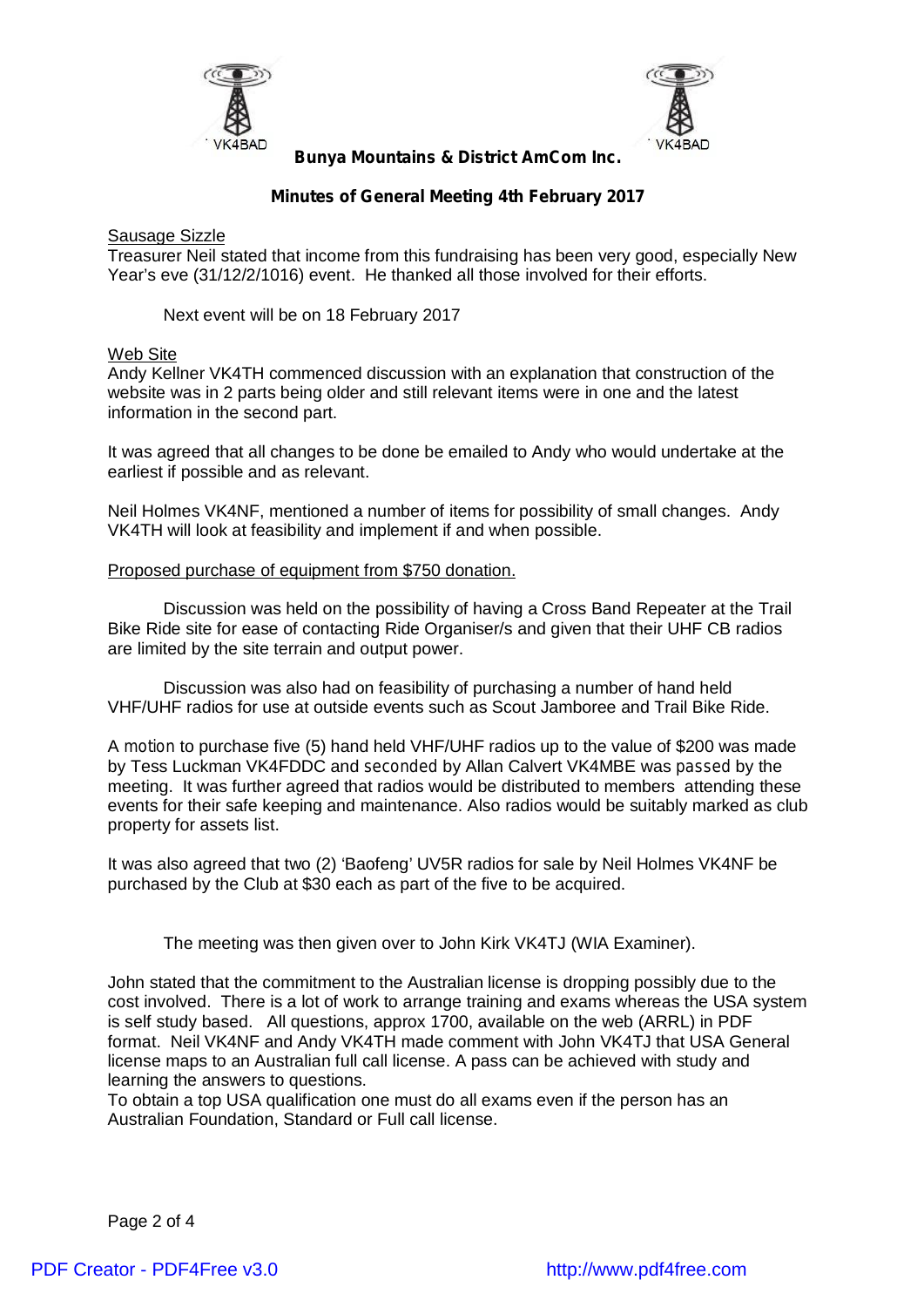**Bunya Mountains & District AmCom Inc.**

**Minutes of General Meeting 4th February 2017**

Sausage Sizzle

Treasurer Neil stated that income from this fundraising has been very good, especially New Year's eve (31/12/2/1016) event. He thanked all those involved for their efforts.

Next event will be on 18 February 2017

Web Site

Andy Kellner VK4TH commenced discussion with an explanation that construction of the website was in 2 parts being older and still relevant items were in one and the latest information in the second part.

It was agreed that all changes to be done be emailed to Andy who would undertake at the earliest if possible and as relevant.

Neil Holmes VK4NF, mentioned a number of items for possibility of small changes. Andy VK4TH will look at feasibility and implement if and when possible.

Proposed purchase of equipment from $750 donation.

Discussion was held on the possibility of having a Cross Band Repeater at the Trail Bike Ride site for ease of contacting Ride Organiser/s and given that their UHF CB radios are limited by the site terrain and output power.

Discussion was also had on feasibility of purchasing a number of hand held VHF/UHF radios for use at outside events such as Scout Jamboree and Trail Bike Ride.

A motion to purchase five (5) hand held VHF/UHF radios up to the value of $200 was made by Tess Luckman VK4FDDC and seconded by Allan Calvert VK4MBE was passed by the meeting. It was further agreed that radios would be distributed to members attending these events for their safe keeping and maintenance. Also radios would be suitably marked as club property for assets list.

It was also agreed that two (2) 'Baofeng' UV5R radios for sale by Neil Holmes VK4NF be purchased by the Club at $30 each as part of the five to be acquired.

The meeting was then given over to John Kirk VK4TJ (WIA Examiner).

John stated that the commitment to the Australian license is dropping possibly due to the cost involved. There is a lot of work to arrange training and exams whereas the USA system is self study based. All questions, approx 1700, available on the web (ARRL) in PDF format. Neil VK4NF and Andy VK4TH made comment with John VK4TJ that USA General license maps to an Australian full call license. A pass can be achieved with study and learning the answers to questions.
To obtain a top USA qualification one must do all exams even if the person has an Australian Foundation, Standard or Full call license.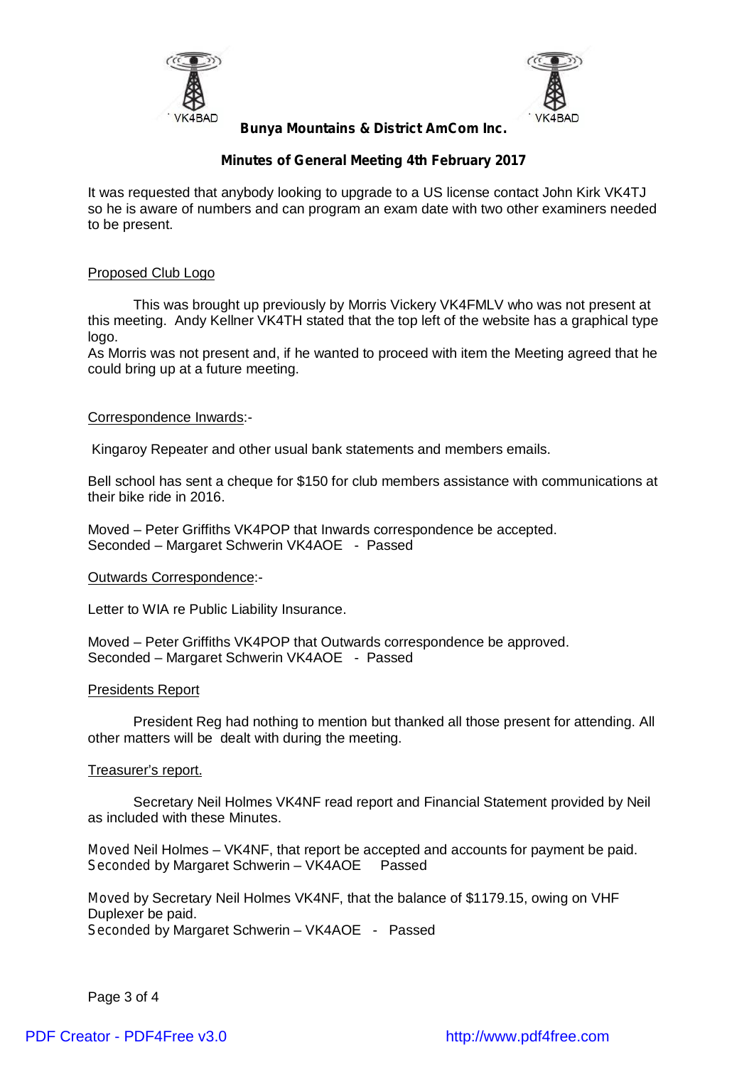**Bunya Mountains & District AmCom Inc.**

**Minutes of General Meeting 4th February 2017**

It was requested that anybody looking to upgrade to a US license contact John Kirk VK4TJ so he is aware of numbers and can program an exam date with two other examiners needed to be present.

Proposed Club Logo

This was brought up previously by Morris Vickery VK4FMLV who was not present at this meeting. Andy Kellner VK4TH stated that the top left of the website has a graphical type logo.

As Morris was not present and, if he wanted to proceed with item the Meeting agreed that he could bring up at a future meeting.

Correspondence Inwards:-

Kingaroy Repeater and other usual bank statements and members emails.

Bell school has sent a cheque for $150 for club members assistance with communications at their bike ride in 2016.

Moved – Peter Griffiths VK4POP that Inwards correspondence be accepted.
Seconded – Margaret Schwerin VK4AOE - Passed

Outwards Correspondence:-

Letter to WIA re Public Liability Insurance.

Moved – Peter Griffiths VK4POP that Outwards correspondence be approved.
Seconded – Margaret Schwerin VK4AOE - Passed

Presidents Report

President Reg had nothing to mention but thanked all those present for attending. All other matters will be dealt with during the meeting.

Treasurer's report.

Secretary Neil Holmes VK4NF read report and Financial Statement provided by Neil as included with these Minutes.

Moved Neil Holmes – VK4NF, that report be accepted and accounts for payment be paid.
Seconded by Margaret Schwerin – VK4AOE Passed

Moved by Secretary Neil Holmes VK4NF, that the balance of $1179.15, owing on VHF Duplexer be paid.
Seconded by Margaret Schwerin – VK4AOE - Passed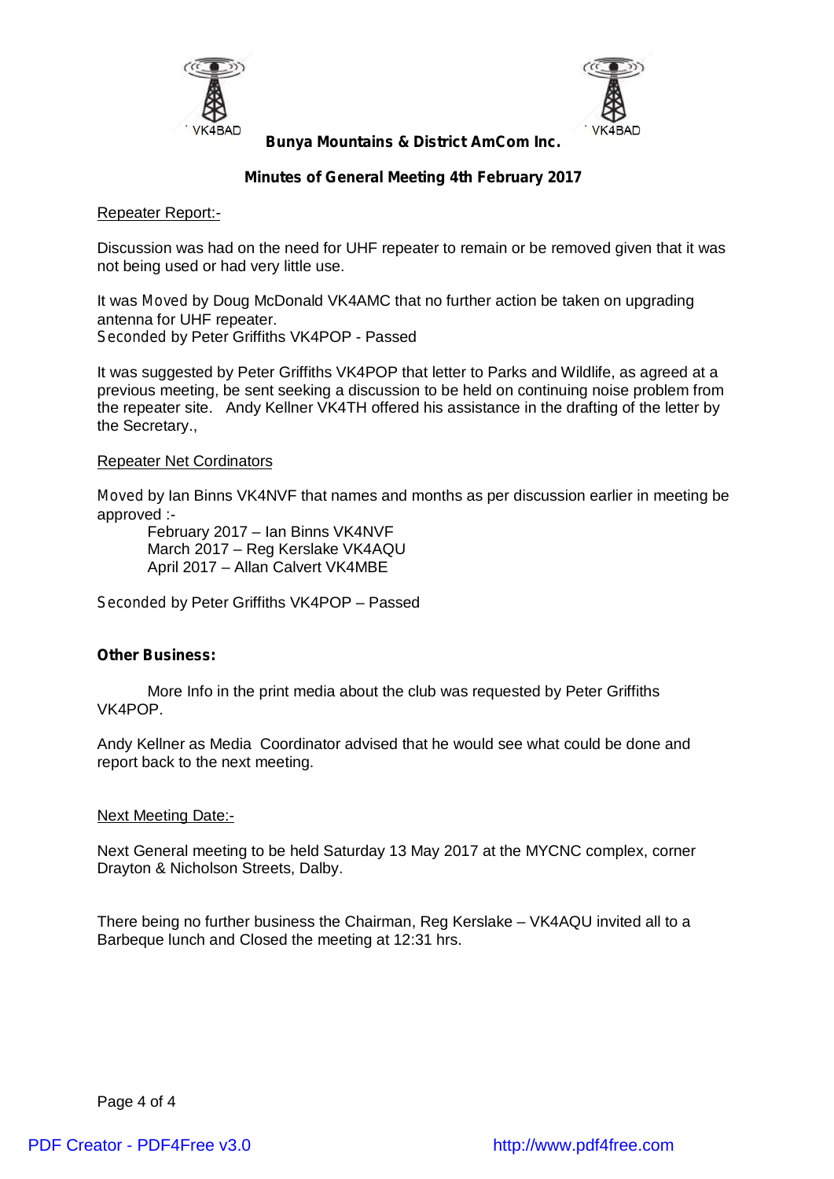**Bunya Mountains & District AmCom Inc.**

**Minutes of General Meeting 4th February 2017**

Repeater Report:-

Discussion was had on the need for UHF repeater to remain or be removed given that it was not being used or had very little use.

It was Moved by Doug McDonald VK4AMC that no further action be taken on upgrading antenna for UHF repeater.
Seconded by Peter Griffiths VK4POP - Passed

It was suggested by Peter Griffiths VK4POP that letter to Parks and Wildlife, as agreed at a previous meeting, be sent seeking a discussion to be held on continuing noise problem from the repeater site. Andy Kellner VK4TH offered his assistance in the drafting of the letter by the Secretary.,

Repeater Net Cordinators

Moved by Ian Binns VK4NVF that names and months as per discussion earlier in meeting be approved :-

February 2017 – Ian Binns VK4NVF
March 2017 – Reg Kerslake VK4AQU
April 2017 – Allan Calvert VK4MBE

Seconded by Peter Griffiths VK4POP – Passed

**Other Business:**

More Info in the print media about the club was requested by Peter Griffiths VK4POP.

Andy Kellner as Media Coordinator advised that he would see what could be done and report back to the next meeting.

Next Meeting Date:-

Next General meeting to be held Saturday 13 May 2017 at the MYCNC complex, corner Drayton & Nicholson Streets, Dalby.

There being no further business the Chairman, Reg Kerslake – VK4AQU invited all to a Barbeque lunch and Closed the meeting at 12:31 hrs.